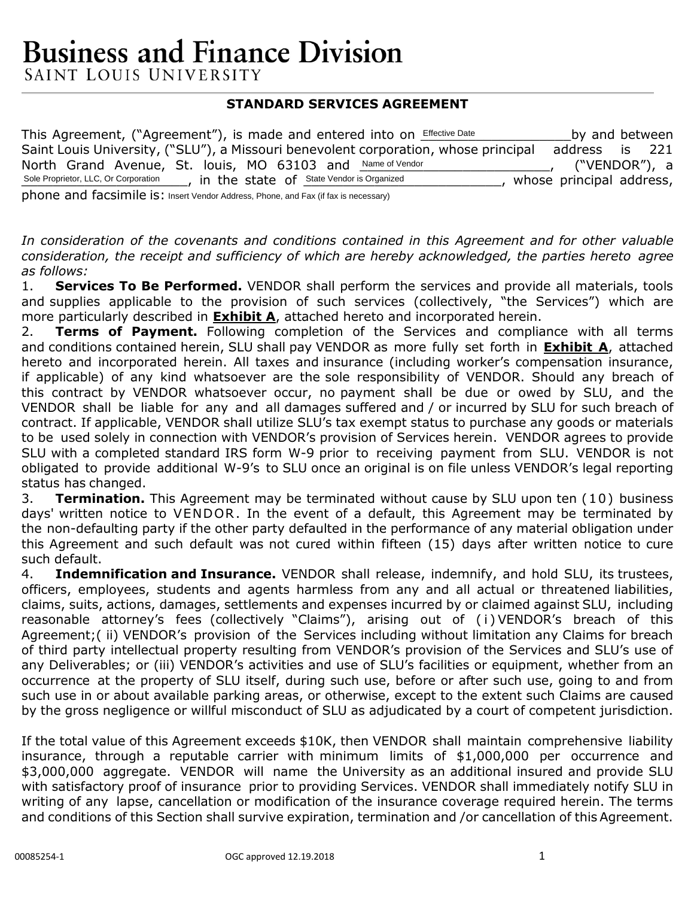# Business and Finance Division

SAINT LOUIS UNIVERSITY

**STANDARD SERVICES AGREEMENT**

This Agreement, ("Agreement"), is made and entered into on Effective Date_____________ by and between Saint Louis University, ("SLU"), a Missouri benevolent corporation, whose principal address is 221 North Grand Avenue, St. louis, MO 63103 and Name of Vendor_________________, ("VENDOR"), a Sole Proprietor, LLC, Or Corporation_____, in the state of State Vendor is Organized_____________, whose principal address, phone and facsimile is: Insert Vendor Address, Phone, and Fax (if fax is necessary)

*In consideration of the covenants and conditions contained in this Agreement and for other valuable consideration, the receipt and sufficiency of which are hereby acknowledged, the parties hereto agree as follows:*

1. **Services To Be Performed.** VENDOR shall perform the services and provide all materials, tools and supplies applicable to the provision of such services (collectively, "the Services") which are more particularly described in **Exhibit A**, attached hereto and incorporated herein.

2. **Terms of Payment.** Following completion of the Services and compliance with all terms and conditions contained herein, SLU shall pay VENDOR as more fully set forth in **Exhibit A**, attached hereto and incorporated herein. All taxes and insurance (including worker's compensation insurance, if applicable) of any kind whatsoever are the sole responsibility of VENDOR. Should any breach of this contract by VENDOR whatsoever occur, no payment shall be due or owed by SLU, and the VENDOR shall be liable for any and all damages suffered and / or incurred by SLU for such breach of contract. If applicable, VENDOR shall utilize SLU's tax exempt status to purchase any goods or materials to be used solely in connection with VENDOR's provision of Services herein. VENDOR agrees to provide SLU with a completed standard IRS form W-9 prior to receiving payment from SLU. VENDOR is not obligated to provide additional W-9's to SLU once an original is on file unless VENDOR's legal reporting status has changed.

3. **Termination.** This Agreement may be terminated without cause by SLU upon ten (10) business days' written notice to VENDOR. In the event of a default, this Agreement may be terminated by the non-defaulting party if the other party defaulted in the performance of any material obligation under this Agreement and such default was not cured within fifteen (15) days after written notice to cure such default.

4. **Indemnification and Insurance.** VENDOR shall release, indemnify, and hold SLU, its trustees, officers, employees, students and agents harmless from any and all actual or threatened liabilities, claims, suits, actions, damages, settlements and expenses incurred by or claimed against SLU, including reasonable attorney's fees (collectively "Claims"), arising out of (i) VENDOR's breach of this Agreement;( ii) VENDOR's provision of the Services including without limitation any Claims for breach of third party intellectual property resulting from VENDOR's provision of the Services and SLU's use of any Deliverables; or (iii) VENDOR's activities and use of SLU's facilities or equipment, whether from an occurrence at the property of SLU itself, during such use, before or after such use, going to and from such use in or about available parking areas, or otherwise, except to the extent such Claims are caused by the gross negligence or willful misconduct of SLU as adjudicated by a court of competent jurisdiction.

If the total value of this Agreement exceeds $10K, then VENDOR shall maintain comprehensive liability insurance, through a reputable carrier with minimum limits of $1,000,000 per occurrence and $3,000,000 aggregate. VENDOR will name the University as an additional insured and provide SLU with satisfactory proof of insurance prior to providing Services. VENDOR shall immediately notify SLU in writing of any lapse, cancellation or modification of the insurance coverage required herein. The terms and conditions of this Section shall survive expiration, termination and /or cancellation of this Agreement.

00085254-1 OGC approved 12.19.2018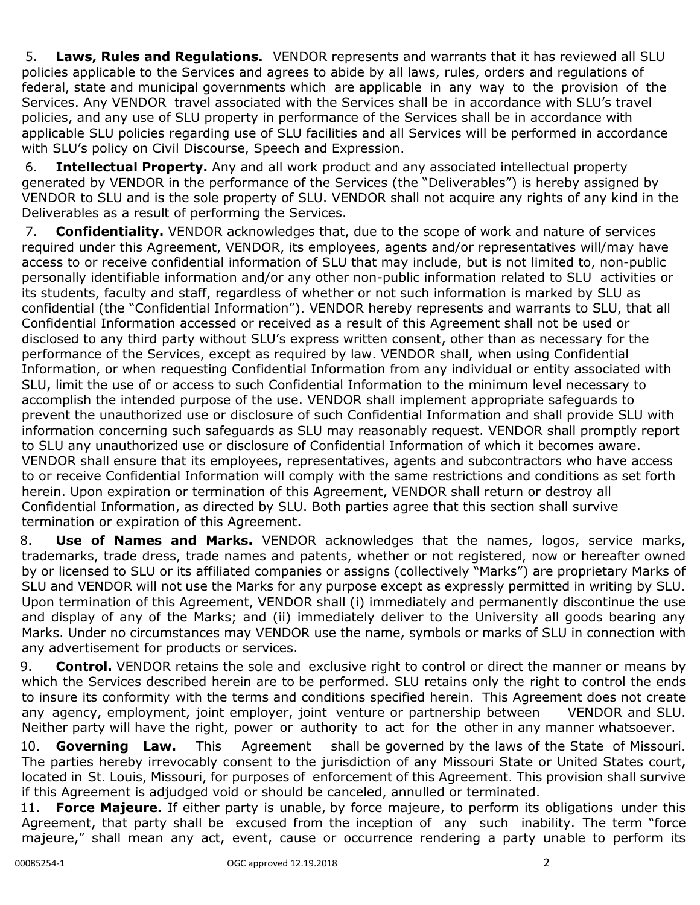5. **Laws, Rules and Regulations.** VENDOR represents and warrants that it has reviewed all SLU policies applicable to the Services and agrees to abide by all laws, rules, orders and regulations of federal, state and municipal governments which are applicable in any way to the provision of the Services. Any VENDOR travel associated with the Services shall be in accordance with SLU's travel policies, and any use of SLU property in performance of the Services shall be in accordance with applicable SLU policies regarding use of SLU facilities and all Services will be performed in accordance with SLU's policy on Civil Discourse, Speech and Expression.

6. **Intellectual Property.** Any and all work product and any associated intellectual property generated by VENDOR in the performance of the Services (the "Deliverables") is hereby assigned by VENDOR to SLU and is the sole property of SLU. VENDOR shall not acquire any rights of any kind in the Deliverables as a result of performing the Services.

7. **Confidentiality.** VENDOR acknowledges that, due to the scope of work and nature of services required under this Agreement, VENDOR, its employees, agents and/or representatives will/may have access to or receive confidential information of SLU that may include, but is not limited to, non-public personally identifiable information and/or any other non-public information related to SLU activities or its students, faculty and staff, regardless of whether or not such information is marked by SLU as confidential (the "Confidential Information"). VENDOR hereby represents and warrants to SLU, that all Confidential Information accessed or received as a result of this Agreement shall not be used or disclosed to any third party without SLU's express written consent, other than as necessary for the performance of the Services, except as required by law. VENDOR shall, when using Confidential Information, or when requesting Confidential Information from any individual or entity associated with SLU, limit the use of or access to such Confidential Information to the minimum level necessary to accomplish the intended purpose of the use. VENDOR shall implement appropriate safeguards to prevent the unauthorized use or disclosure of such Confidential Information and shall provide SLU with information concerning such safeguards as SLU may reasonably request. VENDOR shall promptly report to SLU any unauthorized use or disclosure of Confidential Information of which it becomes aware. VENDOR shall ensure that its employees, representatives, agents and subcontractors who have access to or receive Confidential Information will comply with the same restrictions and conditions as set forth herein. Upon expiration or termination of this Agreement, VENDOR shall return or destroy all Confidential Information, as directed by SLU. Both parties agree that this section shall survive termination or expiration of this Agreement.

8. **Use of Names and Marks.** VENDOR acknowledges that the names, logos, service marks, trademarks, trade dress, trade names and patents, whether or not registered, now or hereafter owned by or licensed to SLU or its affiliated companies or assigns (collectively "Marks") are proprietary Marks of SLU and VENDOR will not use the Marks for any purpose except as expressly permitted in writing by SLU. Upon termination of this Agreement, VENDOR shall (i) immediately and permanently discontinue the use and display of any of the Marks; and (ii) immediately deliver to the University all goods bearing any Marks. Under no circumstances may VENDOR use the name, symbols or marks of SLU in connection with any advertisement for products or services.

9. **Control.** VENDOR retains the sole and exclusive right to control or direct the manner or means by which the Services described herein are to be performed. SLU retains only the right to control the ends to insure its conformity with the terms and conditions specified herein. This Agreement does not create any agency, employment, joint employer, joint venture or partnership between VENDOR and SLU. Neither party will have the right, power or authority to act for the other in any manner whatsoever.

10. **Governing Law.** This Agreement shall be governed by the laws of the State of Missouri. The parties hereby irrevocably consent to the jurisdiction of any Missouri State or United States court, located in St. Louis, Missouri, for purposes of enforcement of this Agreement. This provision shall survive if this Agreement is adjudged void or should be canceled, annulled or terminated.

11. **Force Majeure.** If either party is unable, by force majeure, to perform its obligations under this Agreement, that party shall be excused from the inception of any such inability. The term "force majeure," shall mean any act, event, cause or occurrence rendering a party unable to perform its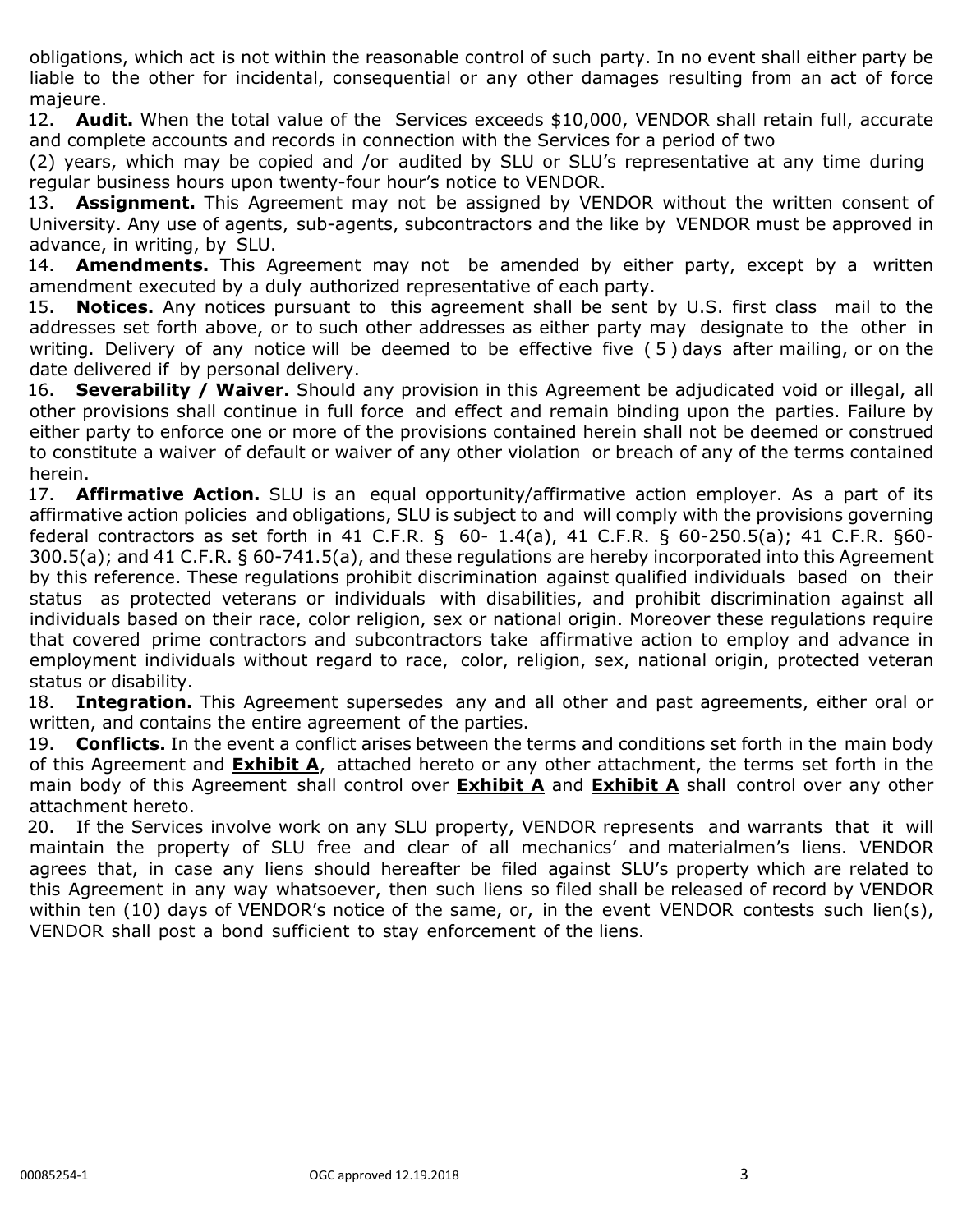obligations, which act is not within the reasonable control of such party. In no event shall either party be liable to the other for incidental, consequential or any other damages resulting from an act of force majeure.

12. **Audit.** When the total value of the Services exceeds $10,000, VENDOR shall retain full, accurate and complete accounts and records in connection with the Services for a period of two (2) years, which may be copied and /or audited by SLU or SLU's representative at any time during regular business hours upon twenty-four hour's notice to VENDOR.

13. **Assignment.** This Agreement may not be assigned by VENDOR without the written consent of University. Any use of agents, sub-agents, subcontractors and the like by VENDOR must be approved in advance, in writing, by SLU.

14. **Amendments.** This Agreement may not be amended by either party, except by a written amendment executed by a duly authorized representative of each party.

15. **Notices.** Any notices pursuant to this agreement shall be sent by U.S. first class mail to the addresses set forth above, or to such other addresses as either party may designate to the other in writing. Delivery of any notice will be deemed to be effective five ( 5 ) days after mailing, or on the date delivered if by personal delivery.

16. **Severability / Waiver.** Should any provision in this Agreement be adjudicated void or illegal, all other provisions shall continue in full force and effect and remain binding upon the parties. Failure by either party to enforce one or more of the provisions contained herein shall not be deemed or construed to constitute a waiver of default or waiver of any other violation or breach of any of the terms contained herein.

17. **Affirmative Action.** SLU is an equal opportunity/affirmative action employer. As a part of its affirmative action policies and obligations, SLU is subject to and will comply with the provisions governing federal contractors as set forth in 41 C.F.R. § 60- 1.4(a), 41 C.F.R. § 60-250.5(a); 41 C.F.R. §60-300.5(a); and 41 C.F.R. § 60-741.5(a), and these regulations are hereby incorporated into this Agreement by this reference. These regulations prohibit discrimination against qualified individuals based on their status as protected veterans or individuals with disabilities, and prohibit discrimination against all individuals based on their race, color religion, sex or national origin. Moreover these regulations require that covered prime contractors and subcontractors take affirmative action to employ and advance in employment individuals without regard to race, color, religion, sex, national origin, protected veteran status or disability.

18. **Integration.** This Agreement supersedes any and all other and past agreements, either oral or written, and contains the entire agreement of the parties.

19. **Conflicts.** In the event a conflict arises between the terms and conditions set forth in the main body of this Agreement and **Exhibit A**, attached hereto or any other attachment, the terms set forth in the main body of this Agreement shall control over **Exhibit A** and **Exhibit A** shall control over any other attachment hereto.

20. If the Services involve work on any SLU property, VENDOR represents and warrants that it will maintain the property of SLU free and clear of all mechanics' and materialmen's liens. VENDOR agrees that, in case any liens should hereafter be filed against SLU's property which are related to this Agreement in any way whatsoever, then such liens so filed shall be released of record by VENDOR within ten (10) days of VENDOR's notice of the same, or, in the event VENDOR contests such lien(s), VENDOR shall post a bond sufficient to stay enforcement of the liens.

00085254-1 OGC approved 12.19.2018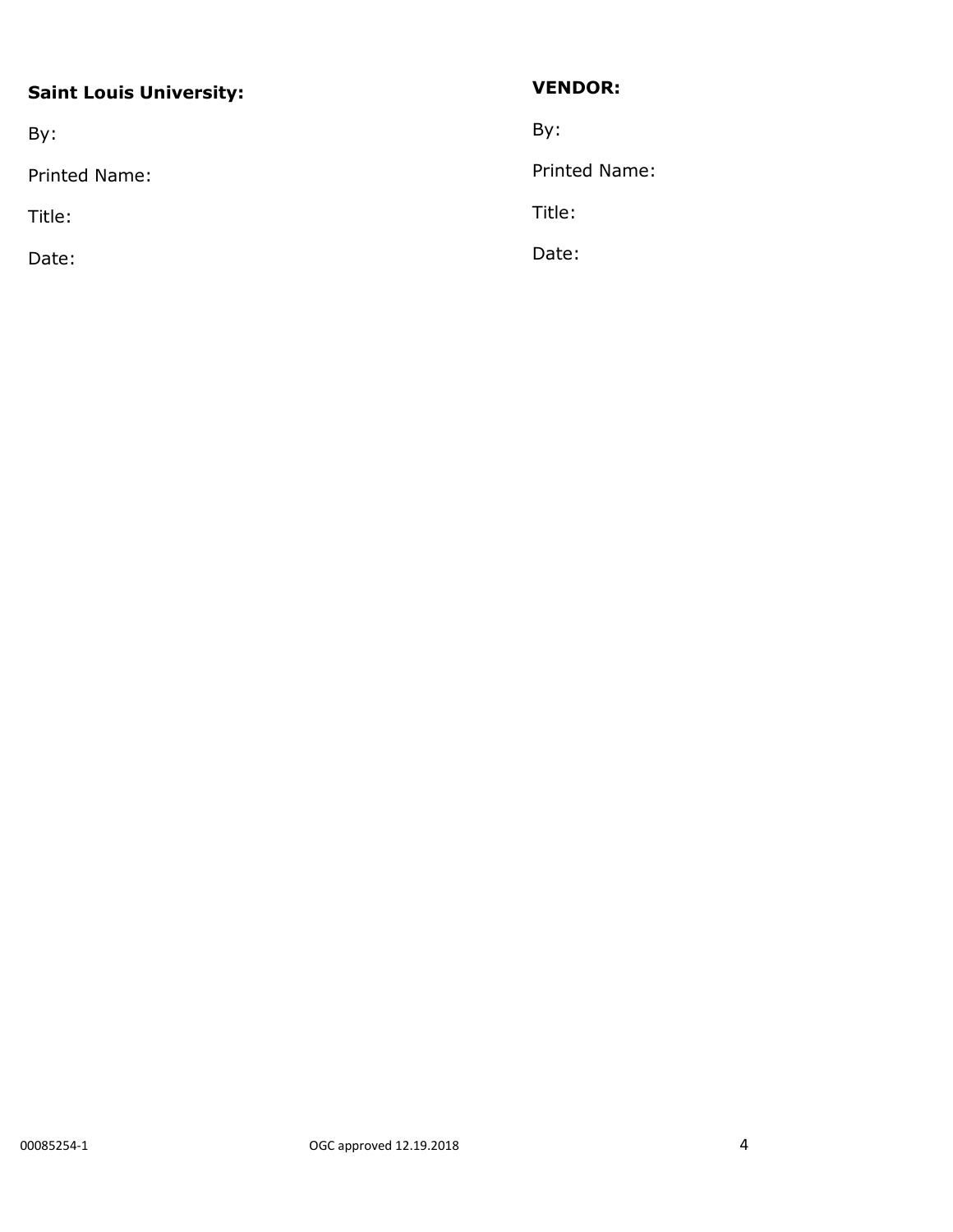**Saint Louis University:**

By:

Printed Name:

Title:

Date:

**VENDOR:**

By:

Printed Name:

Title:

Date: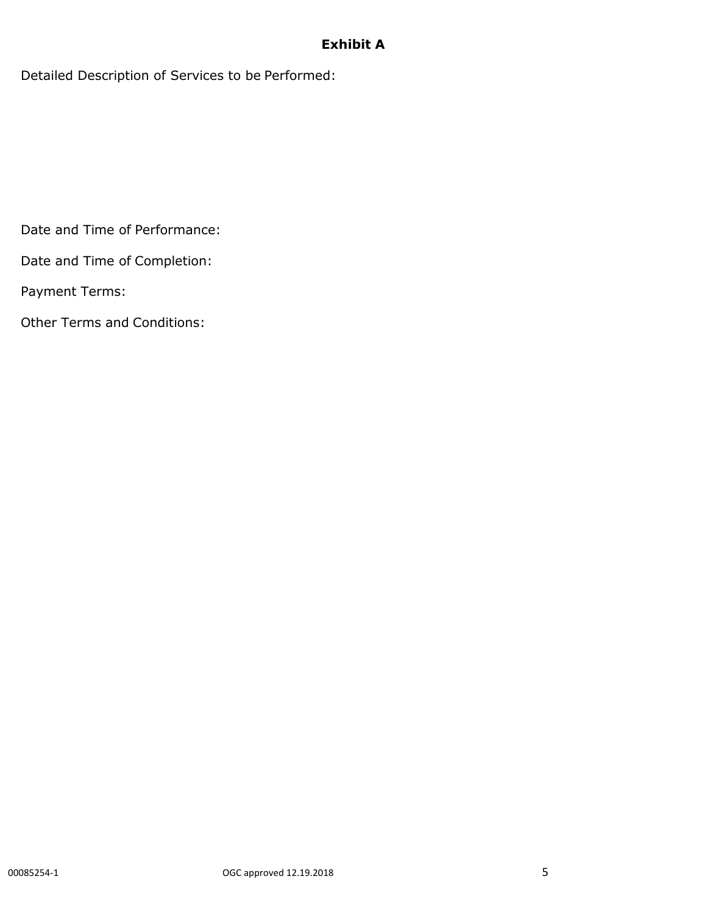# Exhibit A

Detailed Description of Services to be Performed:

Date and Time of Performance:

Date and Time of Completion:

Payment Terms:

Other Terms and Conditions: